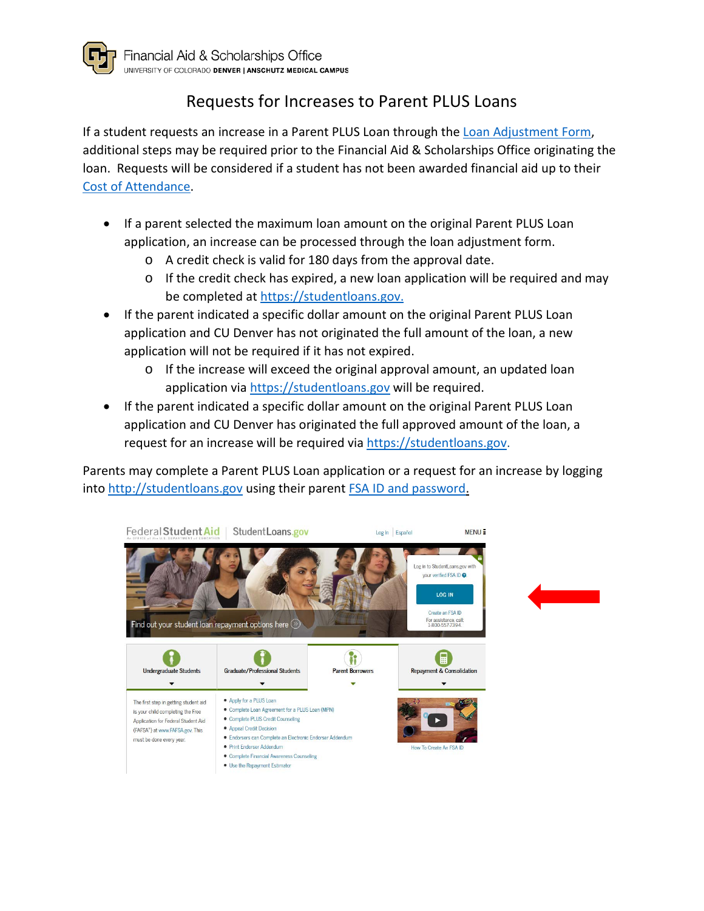Financial Aid & Scholarships Office
UNIVERSITY OF COLORADO **DENVER | ANSCHUTZ MEDICAL CAMPUS**

# Requests for Increases to Parent PLUS Loans

If a student requests an increase in a Parent PLUS Loan through the Loan Adjustment Form, additional steps may be required prior to the Financial Aid & Scholarships Office originating the loan. Requests will be considered if a student has not been awarded financial aid up to their Cost of Attendance.

- If a parent selected the maximum loan amount on the original Parent PLUS Loan application, an increase can be processed through the loan adjustment form.
  - A credit check is valid for 180 days from the approval date.
  - If the credit check has expired, a new loan application will be required and may be completed at https://studentloans.gov.
- If the parent indicated a specific dollar amount on the original Parent PLUS Loan application and CU Denver has not originated the full amount of the loan, a new application will not be required if it has not expired.
  - If the increase will exceed the original approval amount, an updated loan application via https://studentloans.gov will be required.
- If the parent indicated a specific dollar amount on the original Parent PLUS Loan application and CU Denver has originated the full approved amount of the loan, a request for an increase will be required via https://studentloans.gov.

Parents may complete a Parent PLUS Loan application or a request for an increase by logging into http://studentloans.gov using their parent FSA ID and password.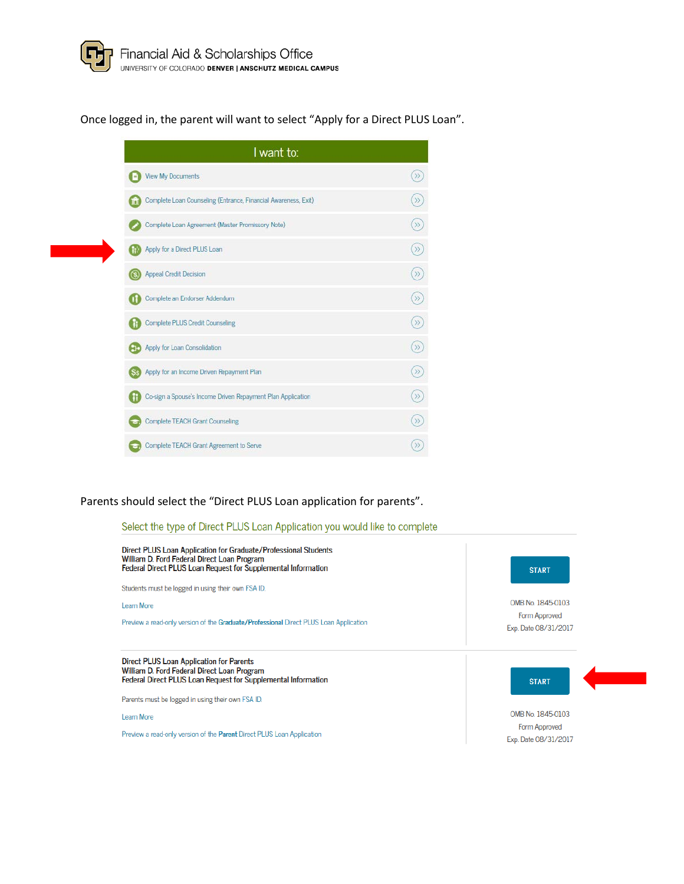Once logged in, the parent will want to select "Apply for a Direct PLUS Loan".

**I want to:**

- View My Documents
- Complete Loan Counseling (Entrance, Financial Awareness, Exit)
- Complete Loan Agreement (Master Promissory Note)
- Apply for a Direct PLUS Loan
- Appeal Credit Decision
- Complete an Endorser Addendum
- Complete PLUS Credit Counseling
- Apply for Loan Consolidation
- Apply for an Income Driven Repayment Plan
- Co-sign a Spouse's Income Driven Repayment Plan Application
- Complete TEACH Grant Counseling
- Complete TEACH Grant Agreement to Serve

Parents should select the "Direct PLUS Loan application for parents".

**Select the type of Direct PLUS Loan Application you would like to complete**

**Direct PLUS Loan Application for Graduate/Professional Students**
**William D. Ford Federal Direct Loan Program**
**Federal Direct PLUS Loan Request for Supplemental Information**

Students must be logged in using their own FSA ID.

Learn More

Preview a read-only version of the **Graduate/Professional** Direct PLUS Loan Application

START

OMB No. 1845-0103
Form Approved
Exp. Date 08/31/2017

**Direct PLUS Loan Application for Parents**
**William D. Ford Federal Direct Loan Program**
**Federal Direct PLUS Loan Request for Supplemental Information**

Parents must be logged in using their own FSA ID.

Learn More

Preview a read-only version of the **Parent** Direct PLUS Loan Application

START

OMB No. 1845-0103
Form Approved
Exp. Date 08/31/2017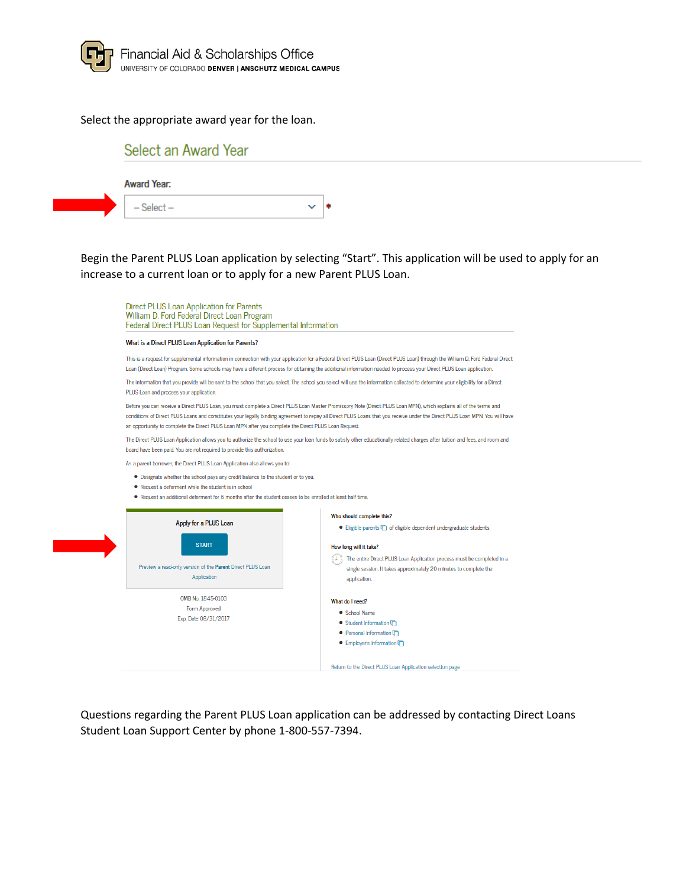Select the appropriate award year for the loan.

## Select an Award Year

**Award Year:**

-- Select -- *

Begin the Parent PLUS Loan application by selecting "Start". This application will be used to apply for an increase to a current loan or to apply for a new Parent PLUS Loan.

Direct PLUS Loan Application for Parents
William D. Ford Federal Direct Loan Program
Federal Direct PLUS Loan Request for Supplemental Information

**What is a Direct PLUS Loan Application for Parents?**

This is a request for supplemental information in connection with your application for a Federal Direct PLUS Loan (Direct PLUS Loan) through the William D. Ford Federal Direct Loan (Direct Loan) Program. Some schools may have a different process for obtaining the additional information needed to process your Direct PLUS Loan application.

The information that you provide will be sent to the school that you select. The school you select will use the information collected to determine your eligibility for a Direct PLUS Loan and process your application.

Before you can receive a Direct PLUS Loan, you must complete a Direct PLUS Loan Master Promissory Note (Direct PLUS Loan MPN), which explains all of the terms and conditions of Direct PLUS Loans and constitutes your legally binding agreement to repay all Direct PLUS Loans that you receive under the Direct PLUS Loan MPN. You will have an opportunity to complete the Direct PLUS Loan MPN after you complete the Direct PLUS Loan Request.

The Direct PLUS Loan Application allows you to authorize the school to use your loan funds to satisfy other educationally related charges after tuition and fees, and room and board have been paid. You are not required to provide this authorization.

As a parent borrower, the Direct PLUS Loan Application also allows you to:

- Designate whether the school pays any credit balance to the student or to you.
- Request a deferment while the student is in school
- Request an additional deferment for 6 months after the student ceases to be enrolled at least half time.

**Apply for a PLUS Loan**

START

Preview a read-only version of the Parent Direct PLUS Loan Application

OMB No. 1845-0103
Form Approved
Exp. Date 08/31/2017

**Who should complete this?**

- Eligible parents of eligible dependent undergraduate students

**How long will it take?**

The entire Direct PLUS Loan Application process must be completed in a single session. It takes approximately 20 minutes to complete the application.

**What do I need?**

- School Name
- Student Information
- Personal Information
- Employer's Information

Return to the Direct PLUS Loan Application selection page

Questions regarding the Parent PLUS Loan application can be addressed by contacting Direct Loans Student Loan Support Center by phone 1-800-557-7394.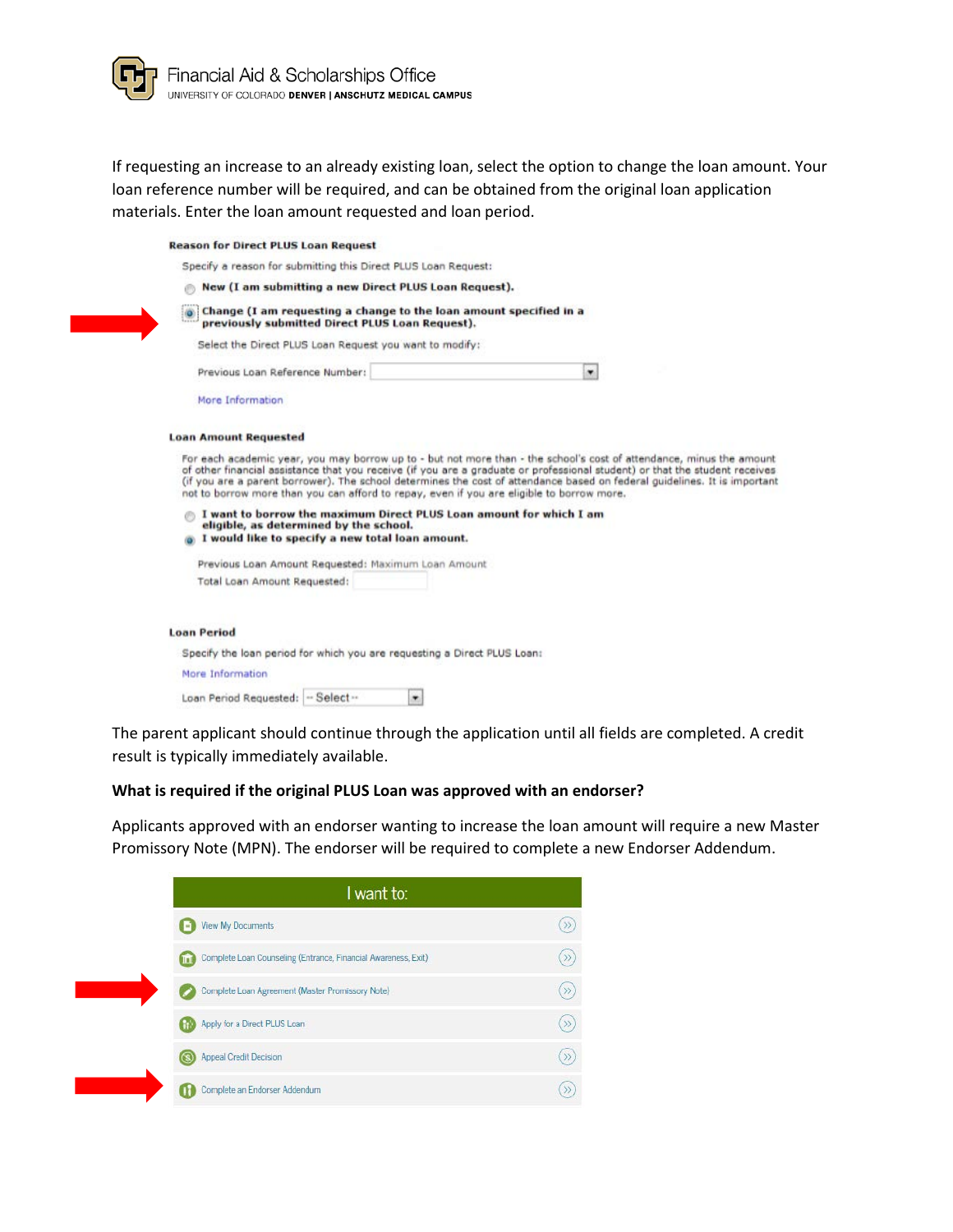If requesting an increase to an already existing loan, select the option to change the loan amount. Your loan reference number will be required, and can be obtained from the original loan application materials. Enter the loan amount requested and loan period.

**Reason for Direct PLUS Loan Request**

Specify a reason for submitting this Direct PLUS Loan Request:

- New (I am submitting a new Direct PLUS Loan Request).
- Change (I am requesting a change to the loan amount specified in a previously submitted Direct PLUS Loan Request).

Select the Direct PLUS Loan Request you want to modify:

Previous Loan Reference Number:

More Information

**Loan Amount Requested**

For each academic year, you may borrow up to - but not more than - the school's cost of attendance, minus the amount of other financial assistance that you receive (if you are a graduate or professional student) or that the student receives (if you are a parent borrower). The school determines the cost of attendance based on federal guidelines. It is important not to borrow more than you can afford to repay, even if you are eligible to borrow more.

- I want to borrow the maximum Direct PLUS Loan amount for which I am eligible, as determined by the school.
- I would like to specify a new total loan amount.

Previous Loan Amount Requested: Maximum Loan Amount

Total Loan Amount Requested:

**Loan Period**

Specify the loan period for which you are requesting a Direct PLUS Loan:

More Information

Loan Period Requested: -- Select --

The parent applicant should continue through the application until all fields are completed. A credit result is typically immediately available.

**What is required if the original PLUS Loan was approved with an endorser?**

Applicants approved with an endorser wanting to increase the loan amount will require a new Master Promissory Note (MPN). The endorser will be required to complete a new Endorser Addendum.

**I want to:**

- View My Documents
- Complete Loan Counseling (Entrance, Financial Awareness, Exit)
- Complete Loan Agreement (Master Promissory Note)
- Apply for a Direct PLUS Loan
- Appeal Credit Decision
- Complete an Endorser Addendum